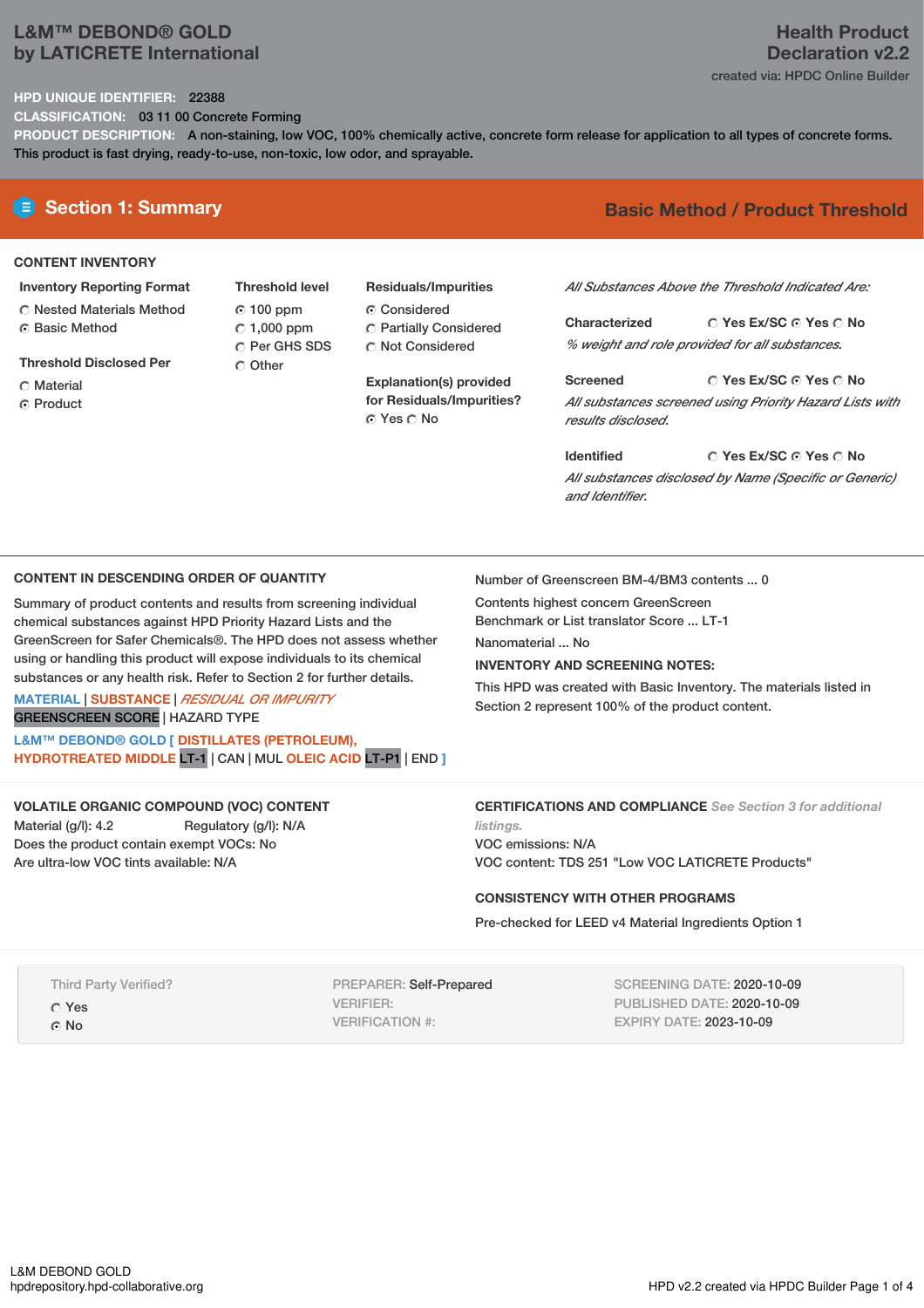# L&M™ DEBOND® GOLD by LATICRETE International

## Health Product Declaration v2.2

created via: HPDC Online Builder

**HPD UNIQUE IDENTIFIER:** 22388

**CLASSIFICATION:** 03 11 00 Concrete Forming

**PRODUCT DESCRIPTION:** A non-staining, low VOC, 100% chemically active, concrete form release for application to all types of concrete forms. This product is fast drying, ready-to-use, non-toxic, low odor, and sprayable.

## Section 1: Summary

**Basic Method / Product Threshold**

### CONTENT INVENTORY

**Inventory Reporting Format**
- ○ Nested Materials Method
- ● Basic Method

**Threshold Disclosed Per**
- ○ Material
- ● Product

**Threshold level**
- ● 100 ppm
- ○ 1,000 ppm
- ○ Per GHS SDS
- ○ Other

**Residuals/Impurities**
- ● Considered
- ○ Partially Considered
- ○ Not Considered

**Explanation(s) provided for Residuals/Impurities?**
● Yes ○ No

*All Substances Above the Threshold Indicated Are:*

**Characterized** ○ Yes Ex/SC ● Yes ○ No
*% weight and role provided for all substances.*

**Screened** ○ Yes Ex/SC ● Yes ○ No
*All substances screened using Priority Hazard Lists with results disclosed.*

**Identified** ○ Yes Ex/SC ● Yes ○ No
*All substances disclosed by Name (Specific or Generic) and Identifier.*

### CONTENT IN DESCENDING ORDER OF QUANTITY

Summary of product contents and results from screening individual chemical substances against HPD Priority Hazard Lists and the GreenScreen for Safer Chemicals®. The HPD does not assess whether using or handling this product will expose individuals to its chemical substances or any health risk. Refer to Section 2 for further details.

MATERIAL | SUBSTANCE | *RESIDUAL OR IMPURITY*
GREENSCREEN SCORE | HAZARD TYPE

**L&M™ DEBOND® GOLD [ DISTILLATES (PETROLEUM), HYDROTREATED MIDDLE** LT-1 | CAN | MUL **OLEIC ACID** LT-P1 | END **]**

Number of Greenscreen BM-4/BM3 contents ... 0

Contents highest concern GreenScreen Benchmark or List translator Score ... LT-1

Nanomaterial ... No

**INVENTORY AND SCREENING NOTES:**

This HPD was created with Basic Inventory. The materials listed in Section 2 represent 100% of the product content.

### VOLATILE ORGANIC COMPOUND (VOC) CONTENT

Material (g/l): 4.2 Regulatory (g/l): N/A

Does the product contain exempt VOCs: No

Are ultra-low VOC tints available: N/A

### CERTIFICATIONS AND COMPLIANCE *See Section 3 for additional listings.*

VOC emissions: N/A

VOC content: TDS 251 "Low VOC LATICRETE Products"

### CONSISTENCY WITH OTHER PROGRAMS

Pre-checked for LEED v4 Material Ingredients Option 1

Third Party Verified?
- ○ Yes
- ● No

PREPARER: Self-Prepared
VERIFIER:
VERIFICATION #:

SCREENING DATE: 2020-10-09
PUBLISHED DATE: 2020-10-09
EXPIRY DATE: 2023-10-09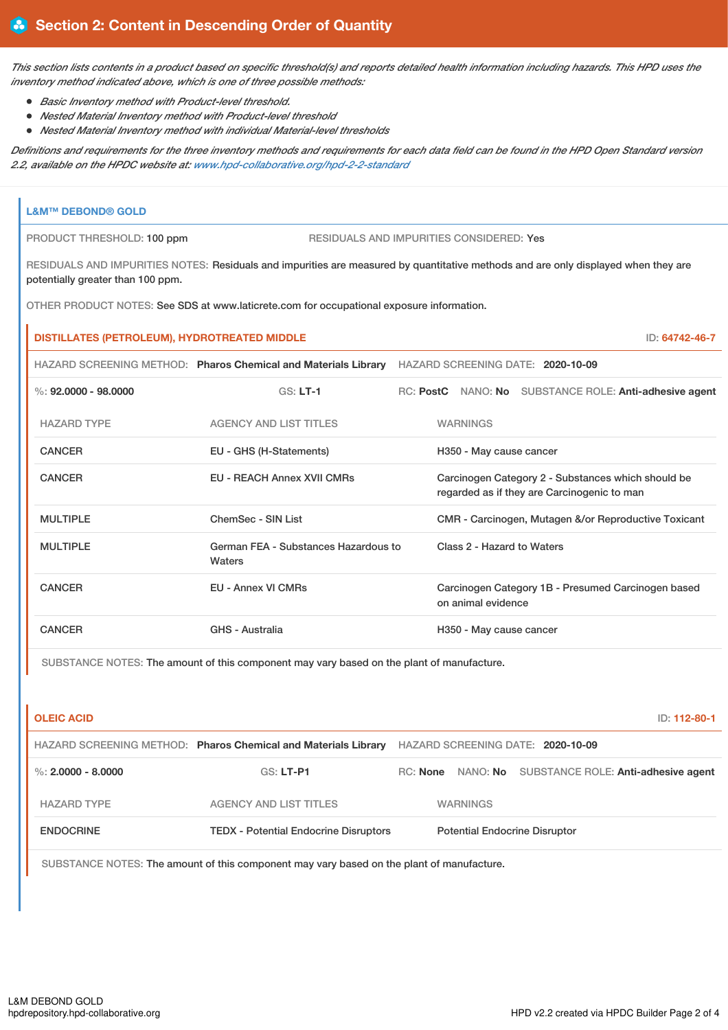## Section 2: Content in Descending Order of Quantity

*This section lists contents in a product based on specific threshold(s) and reports detailed health information including hazards. This HPD uses the inventory method indicated above, which is one of three possible methods:*

- *Basic Inventory method with Product-level threshold.*
- *Nested Material Inventory method with Product-level threshold*
- *Nested Material Inventory method with individual Material-level thresholds*

*Definitions and requirements for the three inventory methods and requirements for each data field can be found in the HPD Open Standard version 2.2, available on the HPDC website at: www.hpd-collaborative.org/hpd-2-2-standard*

### L&M™ DEBOND® GOLD

PRODUCT THRESHOLD: 100 ppm

RESIDUALS AND IMPURITIES CONSIDERED: Yes

RESIDUALS AND IMPURITIES NOTES: Residuals and impurities are measured by quantitative methods and are only displayed when they are potentially greater than 100 ppm.

OTHER PRODUCT NOTES: See SDS at www.laticrete.com for occupational exposure information.

#### DISTILLATES (PETROLEUM), HYDROTREATED MIDDLE

ID: 64742-46-7

HAZARD SCREENING METHOD: **Pharos Chemical and Materials Library** HAZARD SCREENING DATE: **2020-10-09**

%: **92.0000 - 98.0000** GS: **LT-1** RC: **PostC** NANO: **No** SUBSTANCE ROLE: **Anti-adhesive agent**

| HAZARD TYPE | AGENCY AND LIST TITLES | WARNINGS |
|---|---|---|
| CANCER | EU - GHS (H-Statements) | H350 - May cause cancer |
| CANCER | EU - REACH Annex XVII CMRs | Carcinogen Category 2 - Substances which should be regarded as if they are Carcinogenic to man |
| MULTIPLE | ChemSec - SIN List | CMR - Carcinogen, Mutagen &/or Reproductive Toxicant |
| MULTIPLE | German FEA - Substances Hazardous to Waters | Class 2 - Hazard to Waters |
| CANCER | EU - Annex VI CMRs | Carcinogen Category 1B - Presumed Carcinogen based on animal evidence |
| CANCER | GHS - Australia | H350 - May cause cancer |

SUBSTANCE NOTES: The amount of this component may vary based on the plant of manufacture.

#### OLEIC ACID

ID: 112-80-1

HAZARD SCREENING METHOD: **Pharos Chemical and Materials Library** HAZARD SCREENING DATE: **2020-10-09**

%: **2.0000 - 8.0000** GS: **LT-P1** RC: **None** NANO: **No** SUBSTANCE ROLE: **Anti-adhesive agent**

| HAZARD TYPE | AGENCY AND LIST TITLES | WARNINGS |
|---|---|---|
| ENDOCRINE | TEDX - Potential Endocrine Disruptors | Potential Endocrine Disruptor |

SUBSTANCE NOTES: The amount of this component may vary based on the plant of manufacture.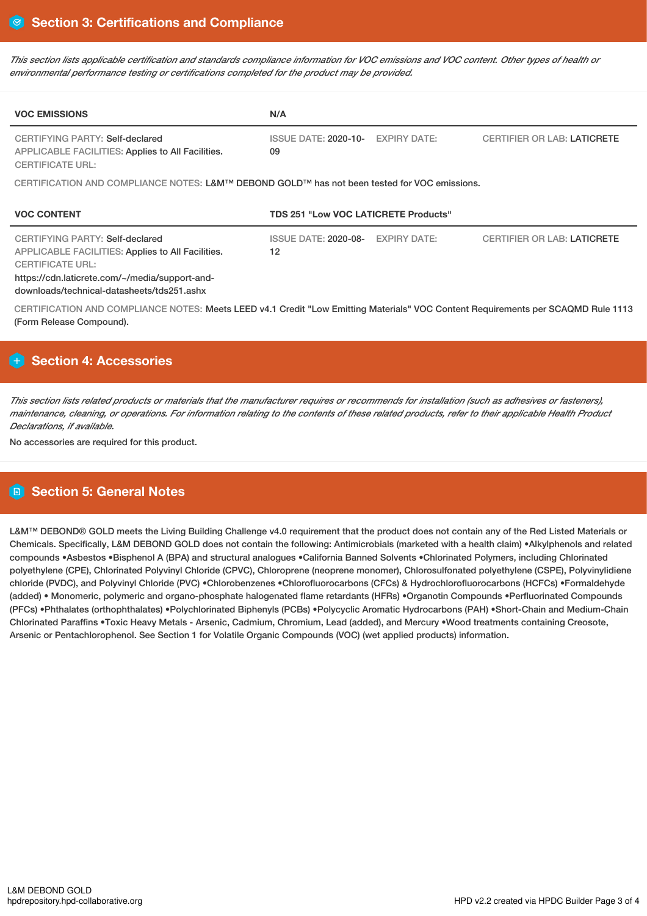## Section 3: Certifications and Compliance

*This section lists applicable certification and standards compliance information for VOC emissions and VOC content. Other types of health or environmental performance testing or certifications completed for the product may be provided.*

| VOC EMISSIONS | N/A | | |
|---|---|---|---|
| CERTIFYING PARTY: Self-declared<br>APPLICABLE FACILITIES: Applies to All Facilities.<br>CERTIFICATE URL: | ISSUE DATE: 2020-10-09 | EXPIRY DATE: | CERTIFIER OR LAB: LATICRETE |

CERTIFICATION AND COMPLIANCE NOTES: L&M™ DEBOND GOLD™ has not been tested for VOC emissions.

| VOC CONTENT | TDS 251 "Low VOC LATICRETE Products" | | |
|---|---|---|---|
| CERTIFYING PARTY: Self-declared<br>APPLICABLE FACILITIES: Applies to All Facilities.<br>CERTIFICATE URL:<br>https://cdn.laticrete.com/~/media/support-and-downloads/technical-datasheets/tds251.ashx | ISSUE DATE: 2020-08-12 | EXPIRY DATE: | CERTIFIER OR LAB: LATICRETE |

CERTIFICATION AND COMPLIANCE NOTES: Meets LEED v4.1 Credit "Low Emitting Materials" VOC Content Requirements per SCAQMD Rule 1113 (Form Release Compound).

## Section 4: Accessories

*This section lists related products or materials that the manufacturer requires or recommends for installation (such as adhesives or fasteners), maintenance, cleaning, or operations. For information relating to the contents of these related products, refer to their applicable Health Product Declarations, if available.*

No accessories are required for this product.

## Section 5: General Notes

L&M™ DEBOND® GOLD meets the Living Building Challenge v4.0 requirement that the product does not contain any of the Red Listed Materials or Chemicals. Specifically, L&M DEBOND GOLD does not contain the following: Antimicrobials (marketed with a health claim) •Alkylphenols and related compounds •Asbestos •Bisphenol A (BPA) and structural analogues •California Banned Solvents •Chlorinated Polymers, including Chlorinated polyethylene (CPE), Chlorinated Polyvinyl Chloride (CPVC), Chloroprene (neoprene monomer), Chlorosulfonated polyethylene (CSPE), Polyvinylidiene chloride (PVDC), and Polyvinyl Chloride (PVC) •Chlorobenzenes •Chlorofluorocarbons (CFCs) & Hydrochlorofluorocarbons (HCFCs) •Formaldehyde (added) • Monomeric, polymeric and organo-phosphate halogenated flame retardants (HFRs) •Organotin Compounds •Perfluorinated Compounds (PFCs) •Phthalates (orthophthalates) •Polychlorinated Biphenyls (PCBs) •Polycyclic Aromatic Hydrocarbons (PAH) •Short-Chain and Medium-Chain Chlorinated Paraffins •Toxic Heavy Metals - Arsenic, Cadmium, Chromium, Lead (added), and Mercury •Wood treatments containing Creosote, Arsenic or Pentachlorophenol. See Section 1 for Volatile Organic Compounds (VOC) (wet applied products) information.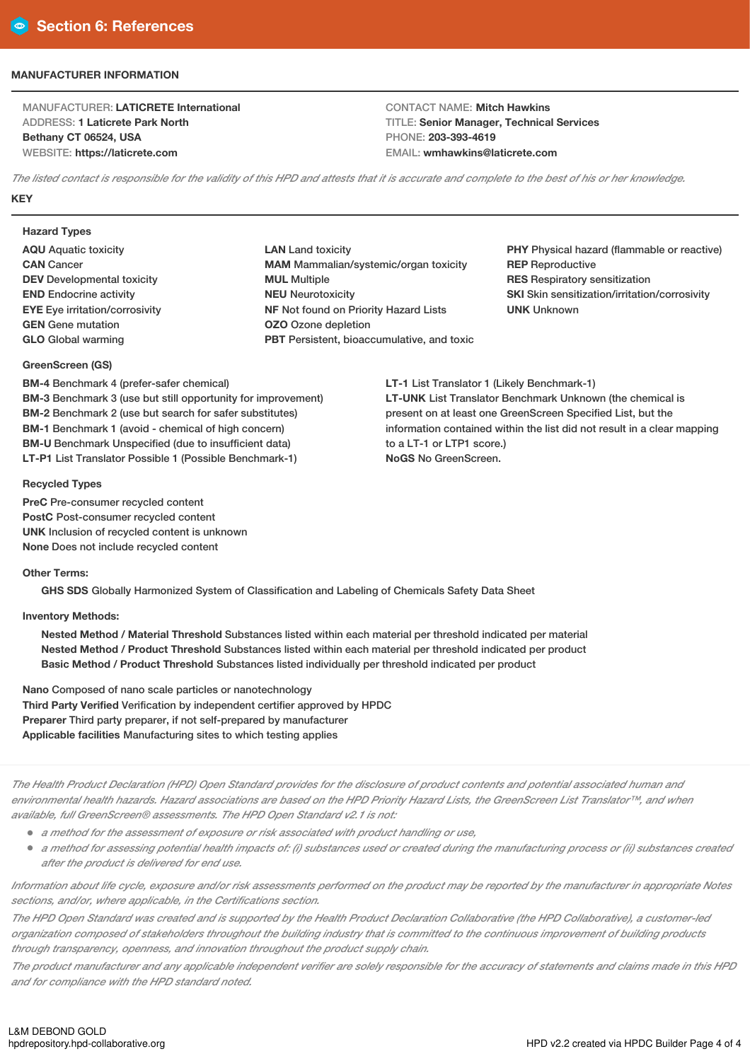## Section 6: References

### MANUFACTURER INFORMATION

MANUFACTURER: **LATICRETE International**
ADDRESS: **1 Laticrete Park North**
**Bethany CT 06524, USA**
WEBSITE: **https://laticrete.com**

CONTACT NAME: **Mitch Hawkins**
TITLE: **Senior Manager, Technical Services**
PHONE: **203-393-4619**
EMAIL: **wmhawkins@laticrete.com**

*The listed contact is responsible for the validity of this HPD and attests that it is accurate and complete to the best of his or her knowledge.*

### KEY

**Hazard Types**

**AQU** Aquatic toxicity
**CAN** Cancer
**DEV** Developmental toxicity
**END** Endocrine activity
**EYE** Eye irritation/corrosivity
**GEN** Gene mutation
**GLO** Global warming
**LAN** Land toxicity
**MAM** Mammalian/systemic/organ toxicity
**MUL** Multiple
**NEU** Neurotoxicity
**NF** Not found on Priority Hazard Lists
**OZO** Ozone depletion
**PBT** Persistent, bioaccumulative, and toxic
**PHY** Physical hazard (flammable or reactive)
**REP** Reproductive
**RES** Respiratory sensitization
**SKI** Skin sensitization/irritation/corrosivity
**UNK** Unknown

**GreenScreen (GS)**

**BM-4** Benchmark 4 (prefer-safer chemical)
**BM-3** Benchmark 3 (use but still opportunity for improvement)
**BM-2** Benchmark 2 (use but search for safer substitutes)
**BM-1** Benchmark 1 (avoid - chemical of high concern)
**BM-U** Benchmark Unspecified (due to insufficient data)
**LT-P1** List Translator Possible 1 (Possible Benchmark-1)
**LT-1** List Translator 1 (Likely Benchmark-1)
**LT-UNK** List Translator Benchmark Unknown (the chemical is present on at least one GreenScreen Specified List, but the information contained within the list did not result in a clear mapping to a LT-1 or LTP1 score.)
**NoGS** No GreenScreen.

**Recycled Types**

**PreC** Pre-consumer recycled content
**PostC** Post-consumer recycled content
**UNK** Inclusion of recycled content is unknown
**None** Does not include recycled content

**Other Terms:**

**GHS SDS** Globally Harmonized System of Classification and Labeling of Chemicals Safety Data Sheet

**Inventory Methods:**

**Nested Method / Material Threshold** Substances listed within each material per threshold indicated per material
**Nested Method / Product Threshold** Substances listed within each material per threshold indicated per product
**Basic Method / Product Threshold** Substances listed individually per threshold indicated per product

**Nano** Composed of nano scale particles or nanotechnology
**Third Party Verified** Verification by independent certifier approved by HPDC
**Preparer** Third party preparer, if not self-prepared by manufacturer
**Applicable facilities** Manufacturing sites to which testing applies

*The Health Product Declaration (HPD) Open Standard provides for the disclosure of product contents and potential associated human and environmental health hazards. Hazard associations are based on the HPD Priority Hazard Lists, the GreenScreen List Translator™, and when available, full GreenScreen® assessments. The HPD Open Standard v2.1 is not:*

- *a method for the assessment of exposure or risk associated with product handling or use,*
- *a method for assessing potential health impacts of: (i) substances used or created during the manufacturing process or (ii) substances created after the product is delivered for end use.*

*Information about life cycle, exposure and/or risk assessments performed on the product may be reported by the manufacturer in appropriate Notes sections, and/or, where applicable, in the Certifications section.*

*The HPD Open Standard was created and is supported by the Health Product Declaration Collaborative (the HPD Collaborative), a customer-led organization composed of stakeholders throughout the building industry that is committed to the continuous improvement of building products through transparency, openness, and innovation throughout the product supply chain.*

*The product manufacturer and any applicable independent verifier are solely responsible for the accuracy of statements and claims made in this HPD and for compliance with the HPD standard noted.*